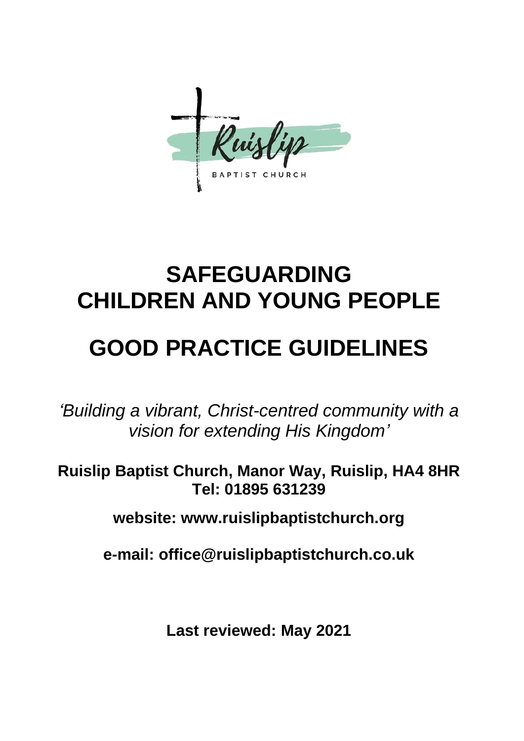Ruislip

BAPTIST CHURCH

# SAFEGUARDING CHILDREN AND YOUNG PEOPLE

# GOOD PRACTICE GUIDELINES

*'Building a vibrant, Christ-centred community with a vision for extending His Kingdom'*

**Ruislip Baptist Church, Manor Way, Ruislip, HA4 8HR**
**Tel: 01895 631239**

**website: www.ruislipbaptistchurch.org**

**e-mail: office@ruislipbaptistchurch.co.uk**

**Last reviewed: May 2021**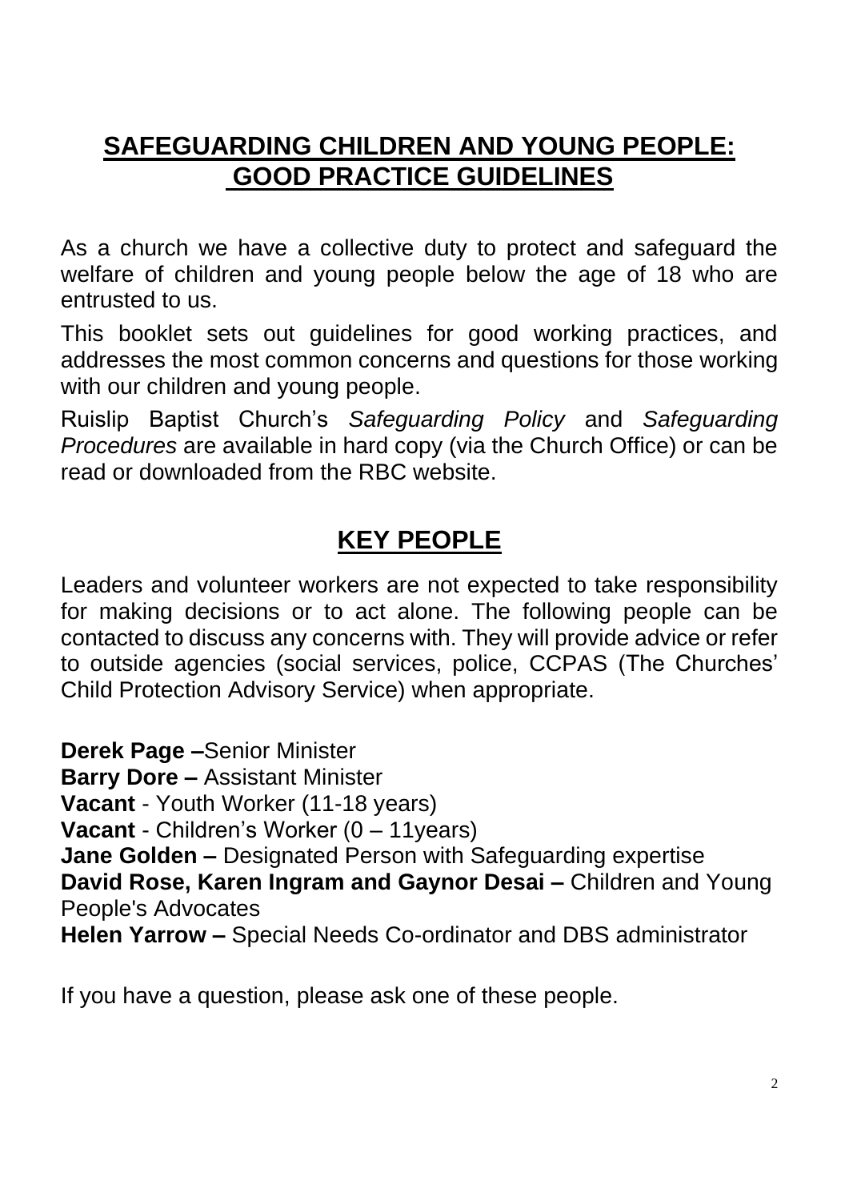# SAFEGUARDING CHILDREN AND YOUNG PEOPLE: GOOD PRACTICE GUIDELINES

As a church we have a collective duty to protect and safeguard the welfare of children and young people below the age of 18 who are entrusted to us.

This booklet sets out guidelines for good working practices, and addresses the most common concerns and questions for those working with our children and young people.

Ruislip Baptist Church's *Safeguarding Policy* and *Safeguarding Procedures* are available in hard copy (via the Church Office) or can be read or downloaded from the RBC website.

## KEY PEOPLE

Leaders and volunteer workers are not expected to take responsibility for making decisions or to act alone. The following people can be contacted to discuss any concerns with. They will provide advice or refer to outside agencies (social services, police, CCPAS (The Churches' Child Protection Advisory Service) when appropriate.

**Derek Page –**Senior Minister
**Barry Dore –** Assistant Minister
**Vacant** - Youth Worker (11-18 years)
**Vacant** - Children's Worker (0 – 11years)
**Jane Golden –** Designated Person with Safeguarding expertise
**David Rose, Karen Ingram and Gaynor Desai –** Children and Young People's Advocates
**Helen Yarrow –** Special Needs Co-ordinator and DBS administrator

If you have a question, please ask one of these people.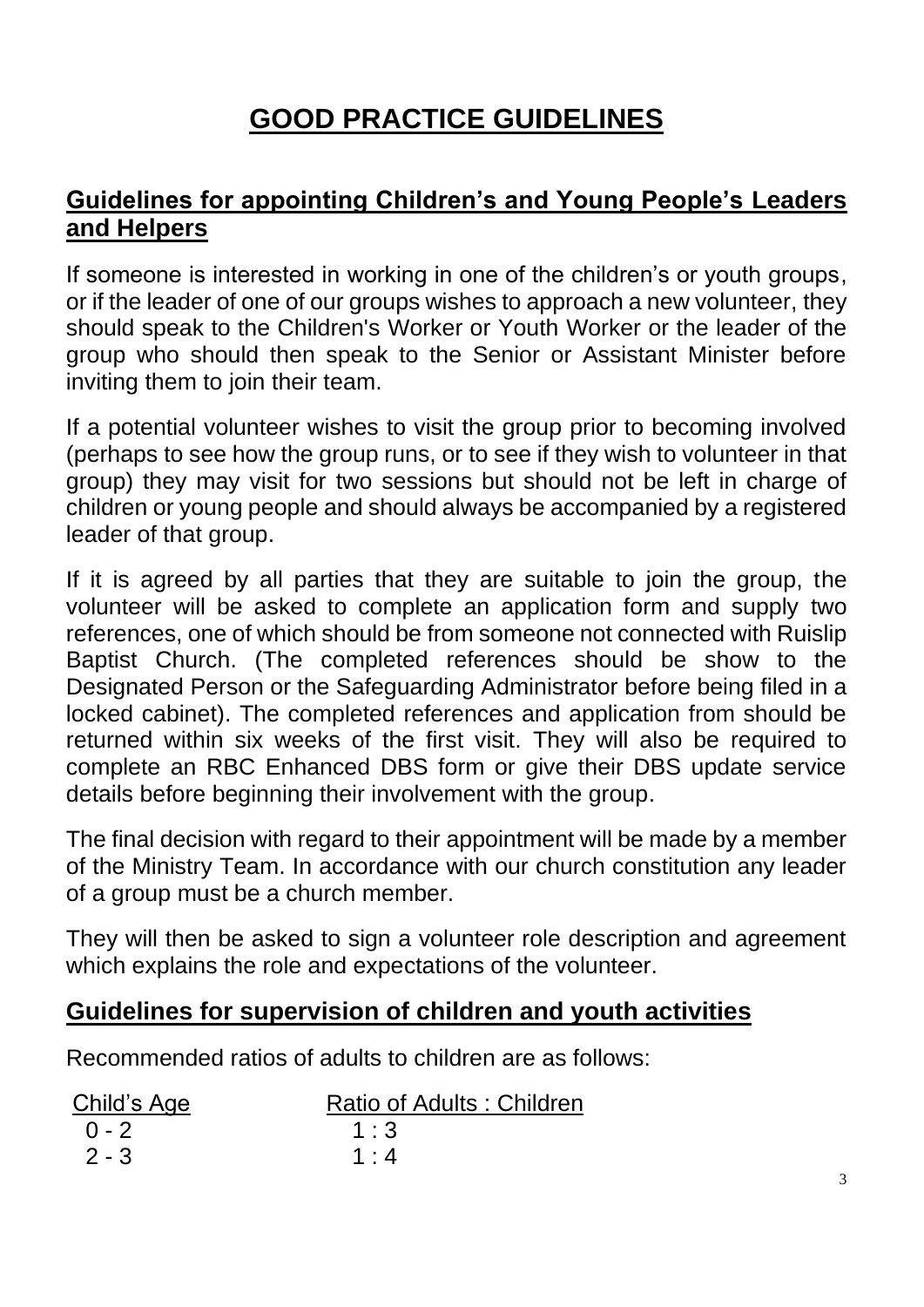# GOOD PRACTICE GUIDELINES

## Guidelines for appointing Children's and Young People's Leaders and Helpers

If someone is interested in working in one of the children's or youth groups, or if the leader of one of our groups wishes to approach a new volunteer, they should speak to the Children's Worker or Youth Worker or the leader of the group who should then speak to the Senior or Assistant Minister before inviting them to join their team.

If a potential volunteer wishes to visit the group prior to becoming involved (perhaps to see how the group runs, or to see if they wish to volunteer in that group) they may visit for two sessions but should not be left in charge of children or young people and should always be accompanied by a registered leader of that group.

If it is agreed by all parties that they are suitable to join the group, the volunteer will be asked to complete an application form and supply two references, one of which should be from someone not connected with Ruislip Baptist Church. (The completed references should be show to the Designated Person or the Safeguarding Administrator before being filed in a locked cabinet). The completed references and application from should be returned within six weeks of the first visit. They will also be required to complete an RBC Enhanced DBS form or give their DBS update service details before beginning their involvement with the group.

The final decision with regard to their appointment will be made by a member of the Ministry Team. In accordance with our church constitution any leader of a group must be a church member.

They will then be asked to sign a volunteer role description and agreement which explains the role and expectations of the volunteer.

## Guidelines for supervision of children and youth activities

Recommended ratios of adults to children are as follows:

| Child's Age | Ratio of Adults : Children |
|---|---|
| 0 - 2 | 1 : 3 |
| 2 - 3 | 1 : 4 |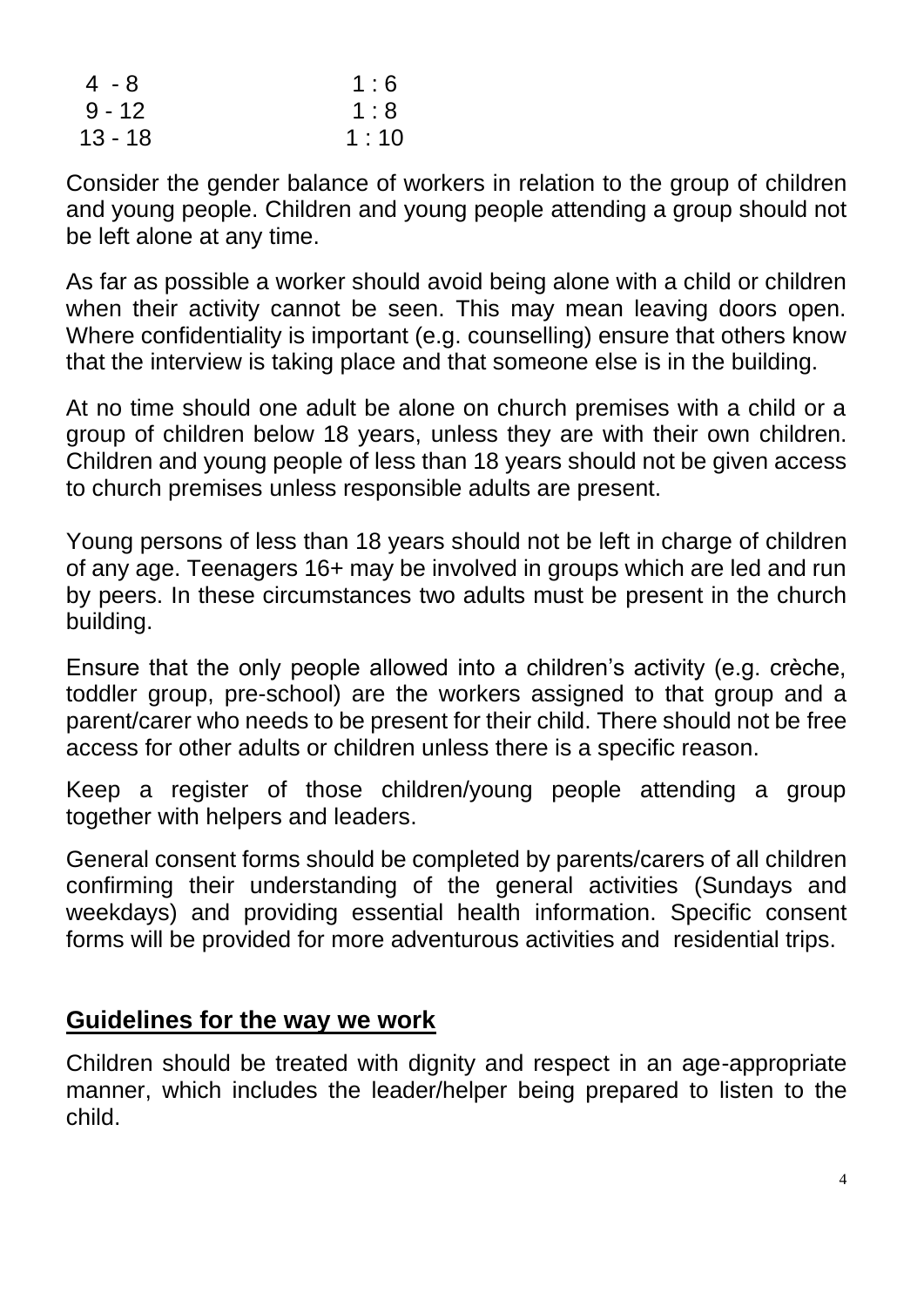| | |
|---|---|
| 4 - 8 | 1 : 6 |
| 9 - 12 | 1 : 8 |
| 13 - 18 | 1 : 10 |

Consider the gender balance of workers in relation to the group of children and young people. Children and young people attending a group should not be left alone at any time.

As far as possible a worker should avoid being alone with a child or children when their activity cannot be seen. This may mean leaving doors open. Where confidentiality is important (e.g. counselling) ensure that others know that the interview is taking place and that someone else is in the building.

At no time should one adult be alone on church premises with a child or a group of children below 18 years, unless they are with their own children. Children and young people of less than 18 years should not be given access to church premises unless responsible adults are present.

Young persons of less than 18 years should not be left in charge of children of any age. Teenagers 16+ may be involved in groups which are led and run by peers. In these circumstances two adults must be present in the church building.

Ensure that the only people allowed into a children's activity (e.g. crèche, toddler group, pre-school) are the workers assigned to that group and a parent/carer who needs to be present for their child. There should not be free access for other adults or children unless there is a specific reason.

Keep a register of those children/young people attending a group together with helpers and leaders.

General consent forms should be completed by parents/carers of all children confirming their understanding of the general activities (Sundays and weekdays) and providing essential health information. Specific consent forms will be provided for more adventurous activities and residential trips.

## Guidelines for the way we work

Children should be treated with dignity and respect in an age-appropriate manner, which includes the leader/helper being prepared to listen to the child.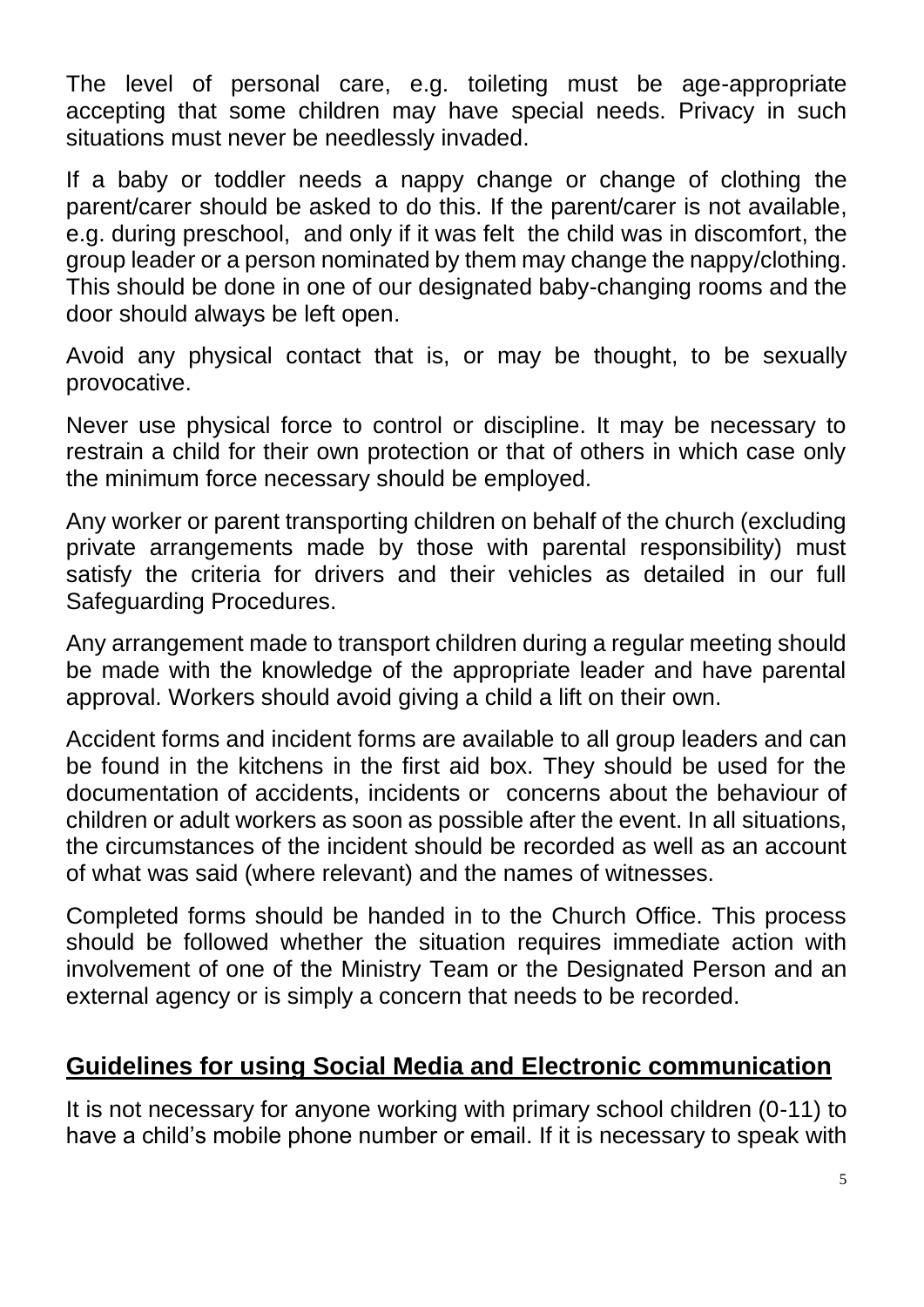The level of personal care, e.g. toileting must be age-appropriate accepting that some children may have special needs. Privacy in such situations must never be needlessly invaded.

If a baby or toddler needs a nappy change or change of clothing the parent/carer should be asked to do this. If the parent/carer is not available, e.g. during preschool, and only if it was felt the child was in discomfort, the group leader or a person nominated by them may change the nappy/clothing. This should be done in one of our designated baby-changing rooms and the door should always be left open.

Avoid any physical contact that is, or may be thought, to be sexually provocative.

Never use physical force to control or discipline. It may be necessary to restrain a child for their own protection or that of others in which case only the minimum force necessary should be employed.

Any worker or parent transporting children on behalf of the church (excluding private arrangements made by those with parental responsibility) must satisfy the criteria for drivers and their vehicles as detailed in our full Safeguarding Procedures.

Any arrangement made to transport children during a regular meeting should be made with the knowledge of the appropriate leader and have parental approval. Workers should avoid giving a child a lift on their own.

Accident forms and incident forms are available to all group leaders and can be found in the kitchens in the first aid box. They should be used for the documentation of accidents, incidents or concerns about the behaviour of children or adult workers as soon as possible after the event. In all situations, the circumstances of the incident should be recorded as well as an account of what was said (where relevant) and the names of witnesses.

Completed forms should be handed in to the Church Office. This process should be followed whether the situation requires immediate action with involvement of one of the Ministry Team or the Designated Person and an external agency or is simply a concern that needs to be recorded.

## Guidelines for using Social Media and Electronic communication

It is not necessary for anyone working with primary school children (0-11) to have a child's mobile phone number or email. If it is necessary to speak with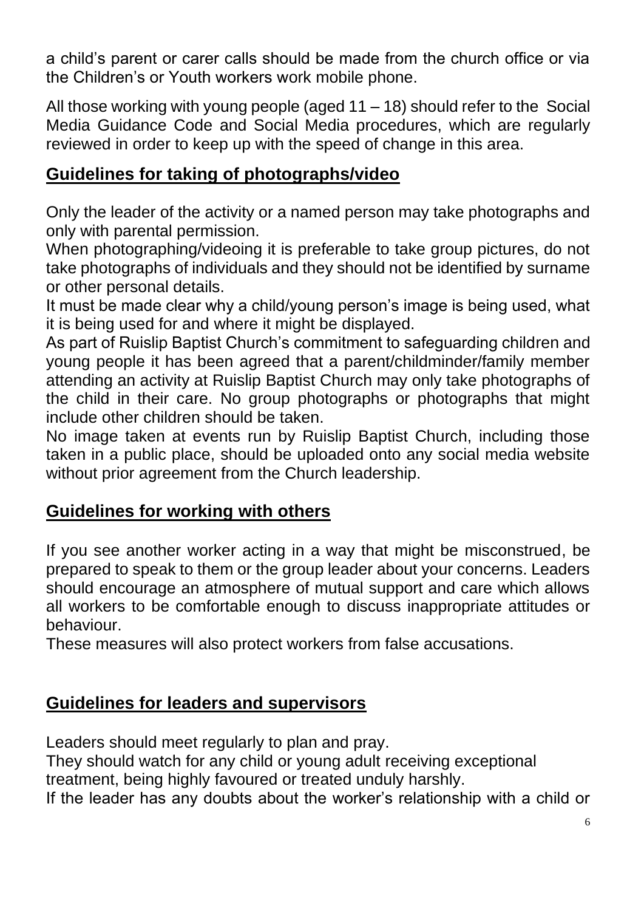a child's parent or carer calls should be made from the church office or via the Children's or Youth workers work mobile phone.

All those working with young people (aged 11 – 18) should refer to the Social Media Guidance Code and Social Media procedures, which are regularly reviewed in order to keep up with the speed of change in this area.

## Guidelines for taking of photographs/video

Only the leader of the activity or a named person may take photographs and only with parental permission.
When photographing/videoing it is preferable to take group pictures, do not take photographs of individuals and they should not be identified by surname or other personal details.
It must be made clear why a child/young person's image is being used, what it is being used for and where it might be displayed.
As part of Ruislip Baptist Church's commitment to safeguarding children and young people it has been agreed that a parent/childminder/family member attending an activity at Ruislip Baptist Church may only take photographs of the child in their care. No group photographs or photographs that might include other children should be taken.
No image taken at events run by Ruislip Baptist Church, including those taken in a public place, should be uploaded onto any social media website without prior agreement from the Church leadership.

## Guidelines for working with others

If you see another worker acting in a way that might be misconstrued, be prepared to speak to them or the group leader about your concerns. Leaders should encourage an atmosphere of mutual support and care which allows all workers to be comfortable enough to discuss inappropriate attitudes or behaviour.
These measures will also protect workers from false accusations.

## Guidelines for leaders and supervisors

Leaders should meet regularly to plan and pray.
They should watch for any child or young adult receiving exceptional treatment, being highly favoured or treated unduly harshly.
If the leader has any doubts about the worker's relationship with a child or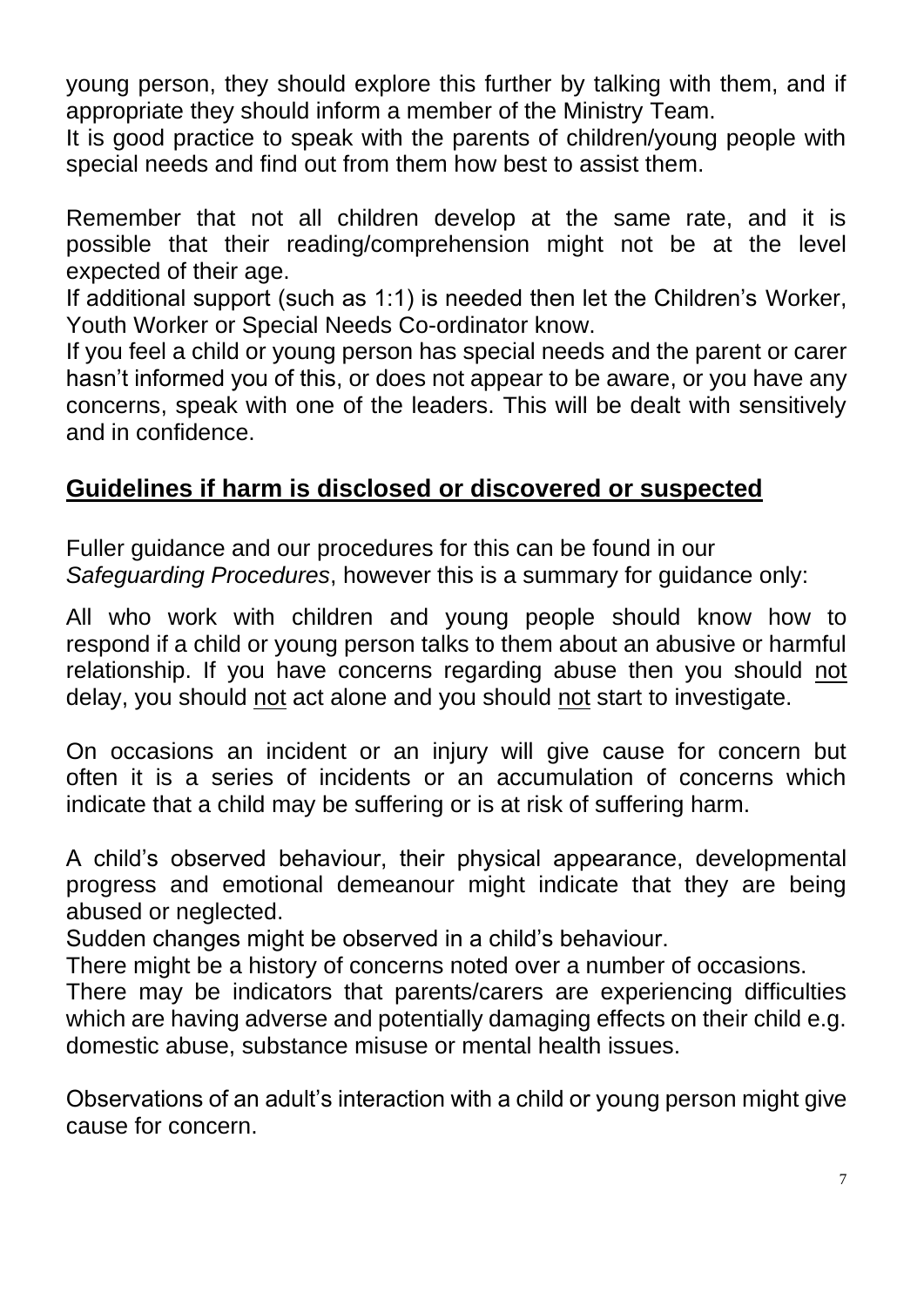young person, they should explore this further by talking with them, and if appropriate they should inform a member of the Ministry Team.
It is good practice to speak with the parents of children/young people with special needs and find out from them how best to assist them.

Remember that not all children develop at the same rate, and it is possible that their reading/comprehension might not be at the level expected of their age.
If additional support (such as 1:1) is needed then let the Children's Worker, Youth Worker or Special Needs Co-ordinator know.
If you feel a child or young person has special needs and the parent or carer hasn't informed you of this, or does not appear to be aware, or you have any concerns, speak with one of the leaders. This will be dealt with sensitively and in confidence.

## Guidelines if harm is disclosed or discovered or suspected

Fuller guidance and our procedures for this can be found in our *Safeguarding Procedures*, however this is a summary for guidance only:

All who work with children and young people should know how to respond if a child or young person talks to them about an abusive or harmful relationship. If you have concerns regarding abuse then you should <u>not</u> delay, you should <u>not</u> act alone and you should <u>not</u> start to investigate.

On occasions an incident or an injury will give cause for concern but often it is a series of incidents or an accumulation of concerns which indicate that a child may be suffering or is at risk of suffering harm.

A child's observed behaviour, their physical appearance, developmental progress and emotional demeanour might indicate that they are being abused or neglected.
Sudden changes might be observed in a child's behaviour.
There might be a history of concerns noted over a number of occasions.
There may be indicators that parents/carers are experiencing difficulties which are having adverse and potentially damaging effects on their child e.g. domestic abuse, substance misuse or mental health issues.

Observations of an adult's interaction with a child or young person might give cause for concern.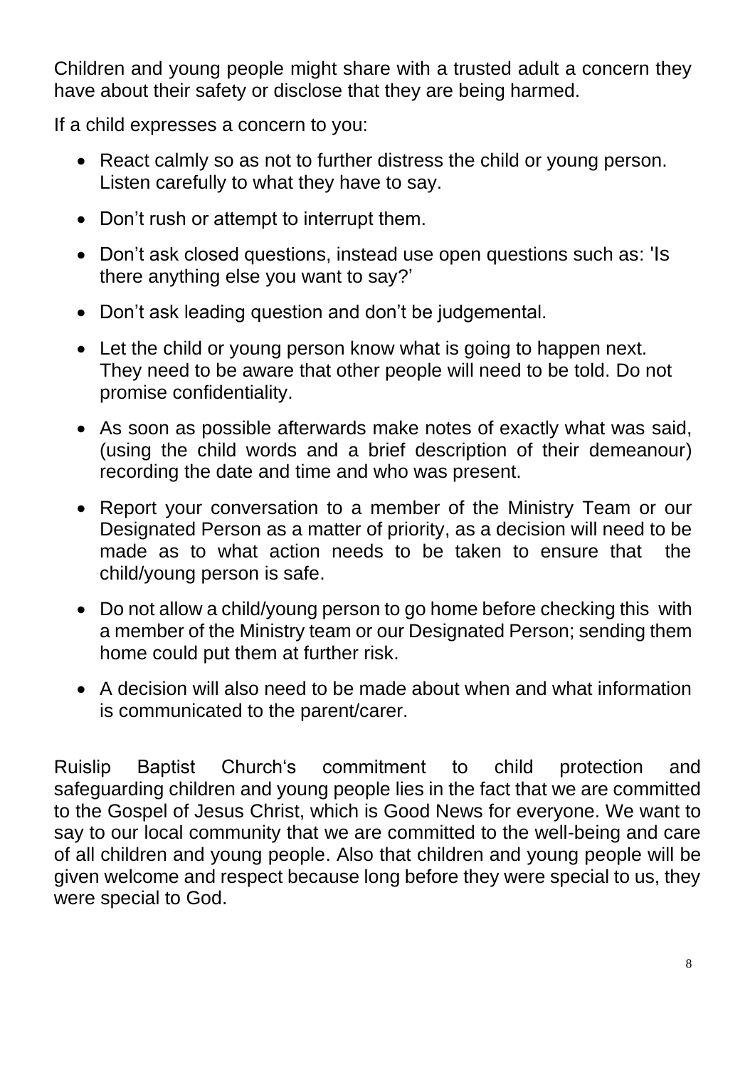Children and young people might share with a trusted adult a concern they have about their safety or disclose that they are being harmed.

If a child expresses a concern to you:

- React calmly so as not to further distress the child or young person. Listen carefully to what they have to say.
- Don't rush or attempt to interrupt them.
- Don't ask closed questions, instead use open questions such as: 'Is there anything else you want to say?'
- Don't ask leading question and don't be judgemental.
- Let the child or young person know what is going to happen next. They need to be aware that other people will need to be told. Do not promise confidentiality.
- As soon as possible afterwards make notes of exactly what was said, (using the child words and a brief description of their demeanour) recording the date and time and who was present.
- Report your conversation to a member of the Ministry Team or our Designated Person as a matter of priority, as a decision will need to be made as to what action needs to be taken to ensure that the child/young person is safe.
- Do not allow a child/young person to go home before checking this with a member of the Ministry team or our Designated Person; sending them home could put them at further risk.
- A decision will also need to be made about when and what information is communicated to the parent/carer.

Ruislip Baptist Church's commitment to child protection and safeguarding children and young people lies in the fact that we are committed to the Gospel of Jesus Christ, which is Good News for everyone. We want to say to our local community that we are committed to the well-being and care of all children and young people. Also that children and young people will be given welcome and respect because long before they were special to us, they were special to God.